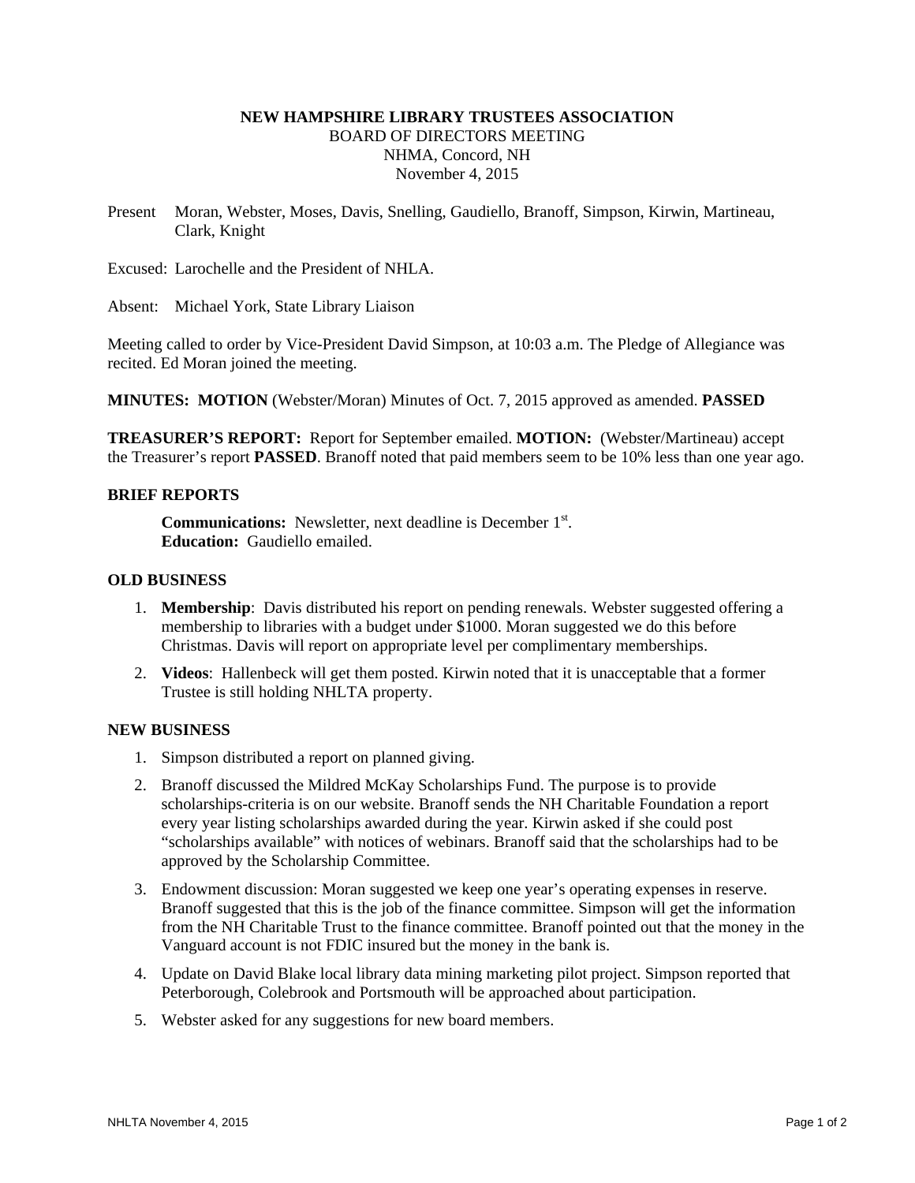**NEW HAMPSHIRE LIBRARY TRUSTEES ASSOCIATION**
BOARD OF DIRECTORS MEETING
NHMA, Concord, NH
November 4, 2015

Present Moran, Webster, Moses, Davis, Snelling, Gaudiello, Branoff, Simpson, Kirwin, Martineau, Clark, Knight

Excused: Larochelle and the President of NHLA.

Absent: Michael York, State Library Liaison

Meeting called to order by Vice-President David Simpson, at 10:03 a.m. The Pledge of Allegiance was recited. Ed Moran joined the meeting.

**MINUTES: MOTION** (Webster/Moran) Minutes of Oct. 7, 2015 approved as amended. **PASSED**

**TREASURER'S REPORT:** Report for September emailed. **MOTION:** (Webster/Martineau) accept the Treasurer's report **PASSED**. Branoff noted that paid members seem to be 10% less than one year ago.

**BRIEF REPORTS**

**Communications:** Newsletter, next deadline is December 1st.
**Education:** Gaudiello emailed.

**OLD BUSINESS**

1. **Membership**: Davis distributed his report on pending renewals. Webster suggested offering a membership to libraries with a budget under $1000. Moran suggested we do this before Christmas. Davis will report on appropriate level per complimentary memberships.
2. **Videos**: Hallenbeck will get them posted. Kirwin noted that it is unacceptable that a former Trustee is still holding NHLTA property.

**NEW BUSINESS**

1. Simpson distributed a report on planned giving.
2. Branoff discussed the Mildred McKay Scholarships Fund. The purpose is to provide scholarships-criteria is on our website. Branoff sends the NH Charitable Foundation a report every year listing scholarships awarded during the year. Kirwin asked if she could post "scholarships available" with notices of webinars. Branoff said that the scholarships had to be approved by the Scholarship Committee.
3. Endowment discussion: Moran suggested we keep one year's operating expenses in reserve. Branoff suggested that this is the job of the finance committee. Simpson will get the information from the NH Charitable Trust to the finance committee. Branoff pointed out that the money in the Vanguard account is not FDIC insured but the money in the bank is.
4. Update on David Blake local library data mining marketing pilot project. Simpson reported that Peterborough, Colebrook and Portsmouth will be approached about participation.
5. Webster asked for any suggestions for new board members.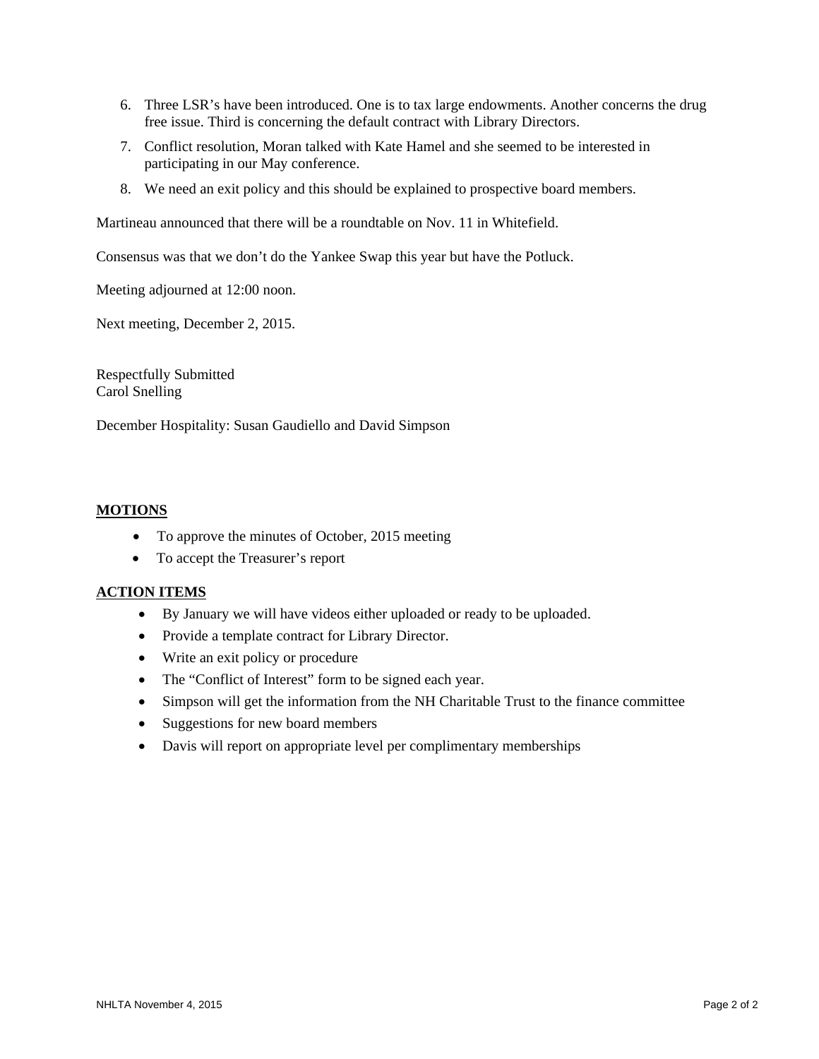6. Three LSR's have been introduced. One is to tax large endowments. Another concerns the drug free issue. Third is concerning the default contract with Library Directors.
7. Conflict resolution, Moran talked with Kate Hamel and she seemed to be interested in participating in our May conference.
8. We need an exit policy and this should be explained to prospective board members.

Martineau announced that there will be a roundtable on Nov. 11 in Whitefield.

Consensus was that we don't do the Yankee Swap this year but have the Potluck.

Meeting adjourned at 12:00 noon.

Next meeting, December 2, 2015.

Respectfully Submitted
Carol Snelling

December Hospitality: Susan Gaudiello and David Simpson

**MOTIONS**

- To approve the minutes of October, 2015 meeting
- To accept the Treasurer's report

**ACTION ITEMS**

- By January we will have videos either uploaded or ready to be uploaded.
- Provide a template contract for Library Director.
- Write an exit policy or procedure
- The "Conflict of Interest" form to be signed each year.
- Simpson will get the information from the NH Charitable Trust to the finance committee
- Suggestions for new board members
- Davis will report on appropriate level per complimentary memberships